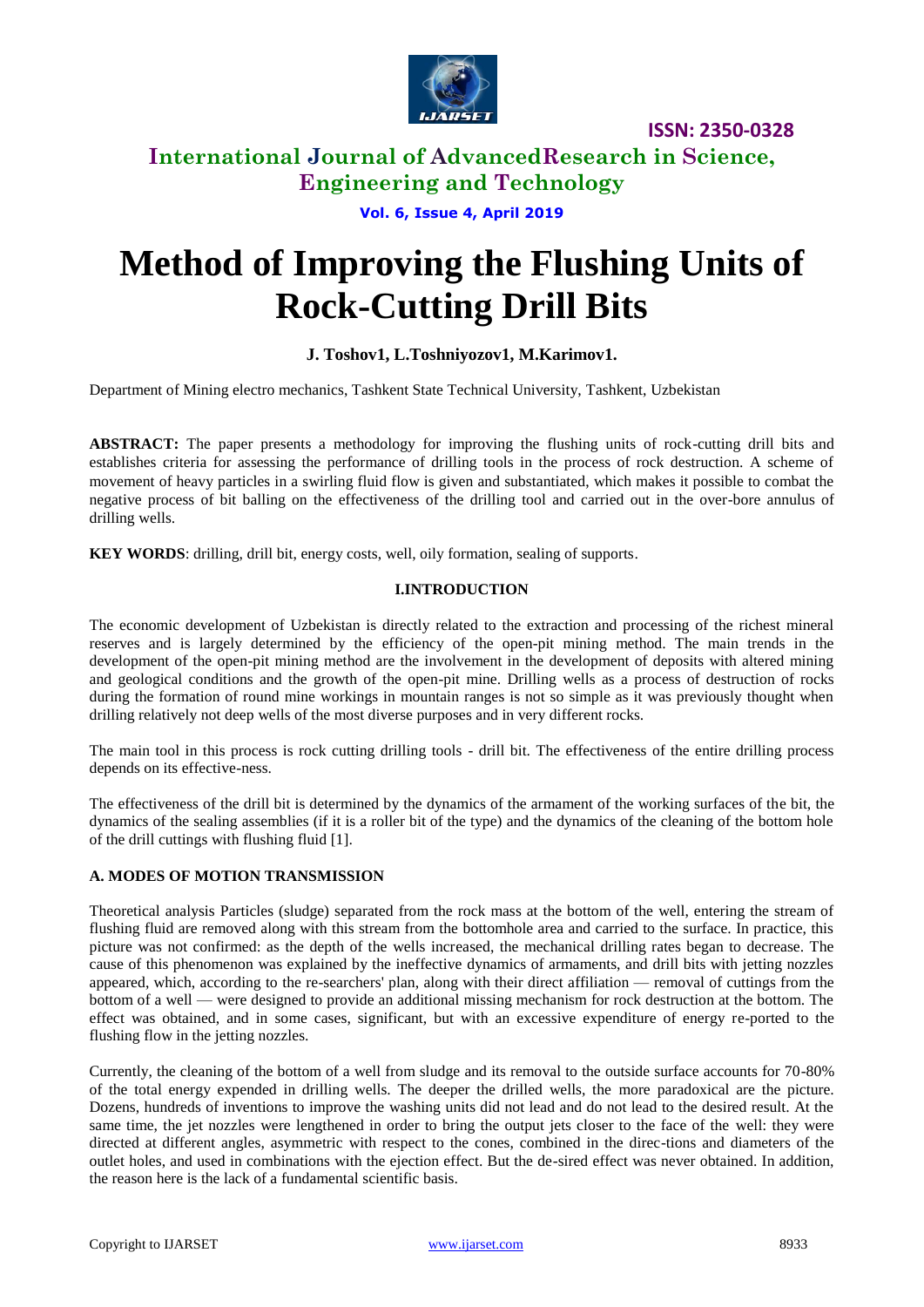# Method of Improving the Flushing Units of Rock-Cutting Drill Bits

**J. Toshov1, L.Toshniyozov1, M.Karimov1.**

Department of Mining electro mechanics, Tashkent State Technical University, Tashkent, Uzbekistan

**ABSTRACT:** The paper presents a methodology for improving the flushing units of rock-cutting drill bits and establishes criteria for assessing the performance of drilling tools in the process of rock destruction. A scheme of movement of heavy particles in a swirling fluid flow is given and substantiated, which makes it possible to combat the negative process of bit balling on the effectiveness of the drilling tool and carried out in the over-bore annulus of drilling wells.

**KEY WORDS**: drilling, drill bit, energy costs, well, oily formation, sealing of supports.

## I.INTRODUCTION

The economic development of Uzbekistan is directly related to the extraction and processing of the richest mineral reserves and is largely determined by the efficiency of the open-pit mining method. The main trends in the development of the open-pit mining method are the involvement in the development of deposits with altered mining and geological conditions and the growth of the open-pit mine. Drilling wells as a process of destruction of rocks during the formation of round mine workings in mountain ranges is not so simple as it was previously thought when drilling relatively not deep wells of the most diverse purposes and in very different rocks.

The main tool in this process is rock cutting drilling tools - drill bit. The effectiveness of the entire drilling process depends on its effective-ness.

The effectiveness of the drill bit is determined by the dynamics of the armament of the working surfaces of the bit, the dynamics of the sealing assemblies (if it is a roller bit of the type) and the dynamics of the cleaning of the bottom hole of the drill cuttings with flushing fluid [1].

### A. MODES OF MOTION TRANSMISSION

Theoretical analysis Particles (sludge) separated from the rock mass at the bottom of the well, entering the stream of flushing fluid are removed along with this stream from the bottomhole area and carried to the surface. In practice, this picture was not confirmed: as the depth of the wells increased, the mechanical drilling rates began to decrease. The cause of this phenomenon was explained by the ineffective dynamics of armaments, and drill bits with jetting nozzles appeared, which, according to the re-searchers' plan, along with their direct affiliation — removal of cuttings from the bottom of a well — were designed to provide an additional missing mechanism for rock destruction at the bottom. The effect was obtained, and in some cases, significant, but with an excessive expenditure of energy re-ported to the flushing flow in the jetting nozzles.

Currently, the cleaning of the bottom of a well from sludge and its removal to the outside surface accounts for 70-80% of the total energy expended in drilling wells. The deeper the drilled wells, the more paradoxical are the picture. Dozens, hundreds of inventions to improve the washing units did not lead and do not lead to the desired result. At the same time, the jet nozzles were lengthened in order to bring the output jets closer to the face of the well: they were directed at different angles, asymmetric with respect to the cones, combined in the direc-tions and diameters of the outlet holes, and used in combinations with the ejection effect. But the de-sired effect was never obtained. In addition, the reason here is the lack of a fundamental scientific basis.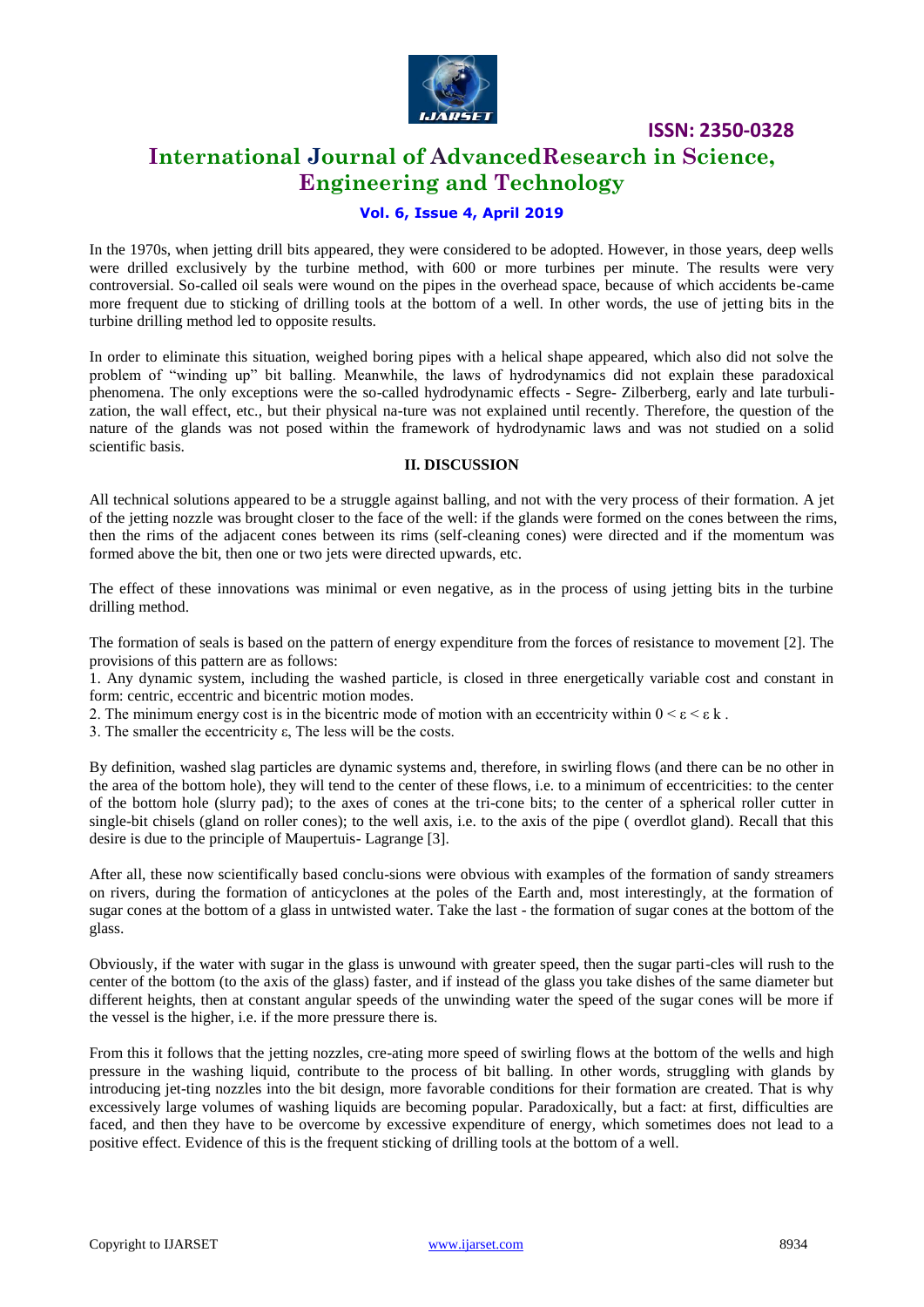In the 1970s, when jetting drill bits appeared, they were considered to be adopted. However, in those years, deep wells were drilled exclusively by the turbine method, with 600 or more turbines per minute. The results were very controversial. So-called oil seals were wound on the pipes in the overhead space, because of which accidents be-came more frequent due to sticking of drilling tools at the bottom of a well. In other words, the use of jetting bits in the turbine drilling method led to opposite results.

In order to eliminate this situation, weighed boring pipes with a helical shape appeared, which also did not solve the problem of "winding up" bit balling. Meanwhile, the laws of hydrodynamics did not explain these paradoxical phenomena. The only exceptions were the so-called hydrodynamic effects - Segre- Zilberberg, early and late turbuli-zation, the wall effect, etc., but their physical na-ture was not explained until recently. Therefore, the question of the nature of the glands was not posed within the framework of hydrodynamic laws and was not studied on a solid scientific basis.

## II. DISCUSSION

All technical solutions appeared to be a struggle against balling, and not with the very process of their formation. A jet of the jetting nozzle was brought closer to the face of the well: if the glands were formed on the cones between the rims, then the rims of the adjacent cones between its rims (self-cleaning cones) were directed and if the momentum was formed above the bit, then one or two jets were directed upwards, etc.

The effect of these innovations was minimal or even negative, as in the process of using jetting bits in the turbine drilling method.

The formation of seals is based on the pattern of energy expenditure from the forces of resistance to movement [2]. The provisions of this pattern are as follows:

1. Any dynamic system, including the washed particle, is closed in three energetically variable cost and constant in form: centric, eccentric and bicentric motion modes.
2. The minimum energy cost is in the bicentric mode of motion with an eccentricity within $0 < \varepsilon < \varepsilon$ k .
3. The smaller the eccentricity $\varepsilon$, The less will be the costs.

By definition, washed slag particles are dynamic systems and, therefore, in swirling flows (and there can be no other in the area of the bottom hole), they will tend to the center of these flows, i.e. to a minimum of eccentricities: to the center of the bottom hole (slurry pad); to the axes of cones at the tri-cone bits; to the center of a spherical roller cutter in single-bit chisels (gland on roller cones); to the well axis, i.e. to the axis of the pipe ( overdlot gland). Recall that this desire is due to the principle of Maupertuis- Lagrange [3].

After all, these now scientifically based conclu-sions were obvious with examples of the formation of sandy streamers on rivers, during the formation of anticyclones at the poles of the Earth and, most interestingly, at the formation of sugar cones at the bottom of a glass in untwisted water. Take the last - the formation of sugar cones at the bottom of the glass.

Obviously, if the water with sugar in the glass is unwound with greater speed, then the sugar parti-cles will rush to the center of the bottom (to the axis of the glass) faster, and if instead of the glass you take dishes of the same diameter but different heights, then at constant angular speeds of the unwinding water the speed of the sugar cones will be more if the vessel is the higher, i.e. if the more pressure there is.

From this it follows that the jetting nozzles, cre-ating more speed of swirling flows at the bottom of the wells and high pressure in the washing liquid, contribute to the process of bit balling. In other words, struggling with glands by introducing jet-ting nozzles into the bit design, more favorable conditions for their formation are created. That is why excessively large volumes of washing liquids are becoming popular. Paradoxically, but a fact: at first, difficulties are faced, and then they have to be overcome by excessive expenditure of energy, which sometimes does not lead to a positive effect. Evidence of this is the frequent sticking of drilling tools at the bottom of a well.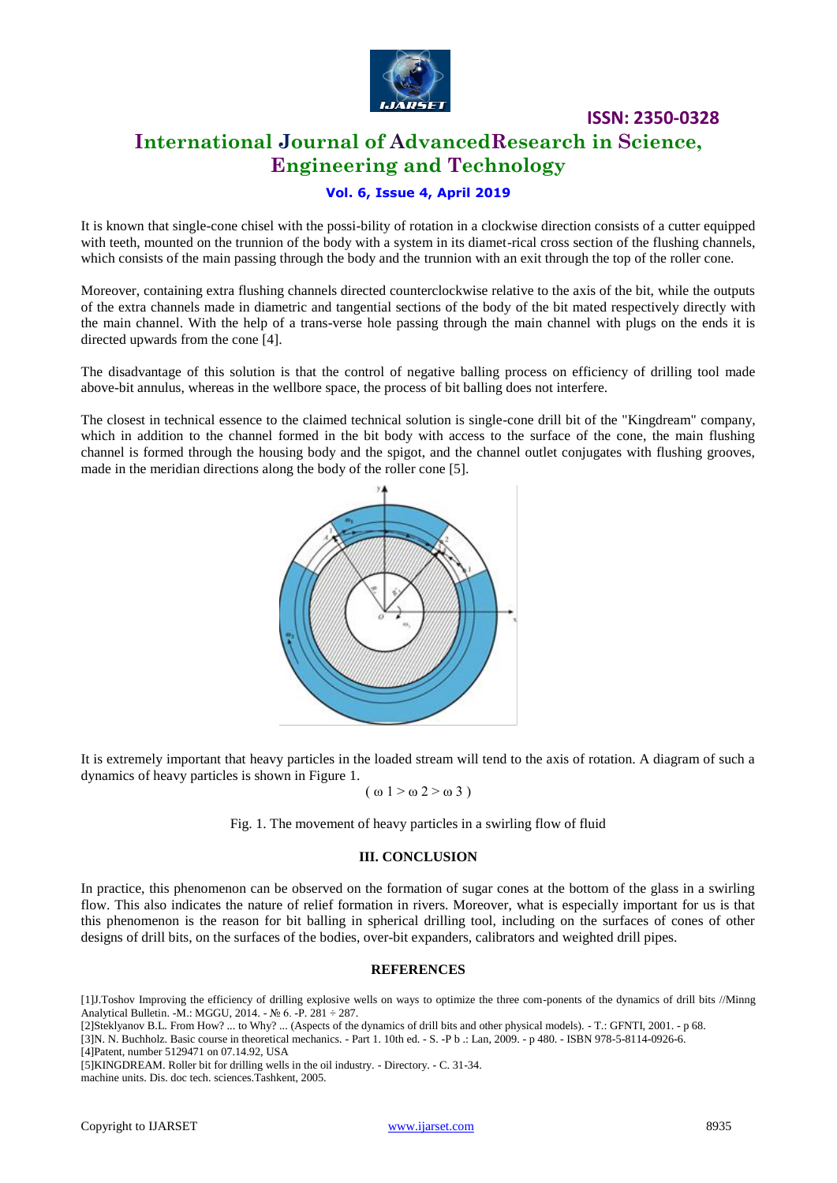It is known that single-cone chisel with the possi-bility of rotation in a clockwise direction consists of a cutter equipped with teeth, mounted on the trunnion of the body with a system in its diamet-rical cross section of the flushing channels, which consists of the main passing through the body and the trunnion with an exit through the top of the roller cone.

Moreover, containing extra flushing channels directed counterclockwise relative to the axis of the bit, while the outputs of the extra channels made in diametric and tangential sections of the body of the bit mated respectively directly with the main channel. With the help of a trans-verse hole passing through the main channel with plugs on the ends it is directed upwards from the cone [4].

The disadvantage of this solution is that the control of negative balling process on efficiency of drilling tool made above-bit annulus, whereas in the wellbore space, the process of bit balling does not interfere.

The closest in technical essence to the claimed technical solution is single-cone drill bit of the "Kingdream" company, which in addition to the channel formed in the bit body with access to the surface of the cone, the main flushing channel is formed through the housing body and the spigot, and the channel outlet conjugates with flushing grooves, made in the meridian directions along the body of the roller cone [5].

It is extremely important that heavy particles in the loaded stream will tend to the axis of rotation. A diagram of such a dynamics of heavy particles is shown in Figure 1.

$$( \omega 1 > \omega 2 > \omega 3 )$$

Fig. 1. The movement of heavy particles in a swirling flow of fluid

### III. CONCLUSION

In practice, this phenomenon can be observed on the formation of sugar cones at the bottom of the glass in a swirling flow. This also indicates the nature of relief formation in rivers. Moreover, what is especially important for us is that this phenomenon is the reason for bit balling in spherical drilling tool, including on the surfaces of cones of other designs of drill bits, on the surfaces of the bodies, over-bit expanders, calibrators and weighted drill pipes.

### REFERENCES

[1]J.Toshov Improving the efficiency of drilling explosive wells on ways to optimize the three com-ponents of the dynamics of drill bits //Minng Analytical Bulletin. -M.: MGGU, 2014. - № 6. -P. 281 ÷ 287.

[2]Steklyanov B.L. From How? ... to Why? ... (Aspects of the dynamics of drill bits and other physical models). - T.: GFNTI, 2001. - p 68.

[3]N. N. Buchholz. Basic course in theoretical mechanics. - Part 1. 10th ed. - S. -P b .: Lan, 2009. - p 480. - ISBN 978-5-8114-0926-6.

[4]Patent, number 5129471 on 07.14.92, USA

[5]KINGDREAM. Roller bit for drilling wells in the oil industry. - Directory. - C. 31-34.

machine units. Dis. doc tech. sciences.Tashkent, 2005.